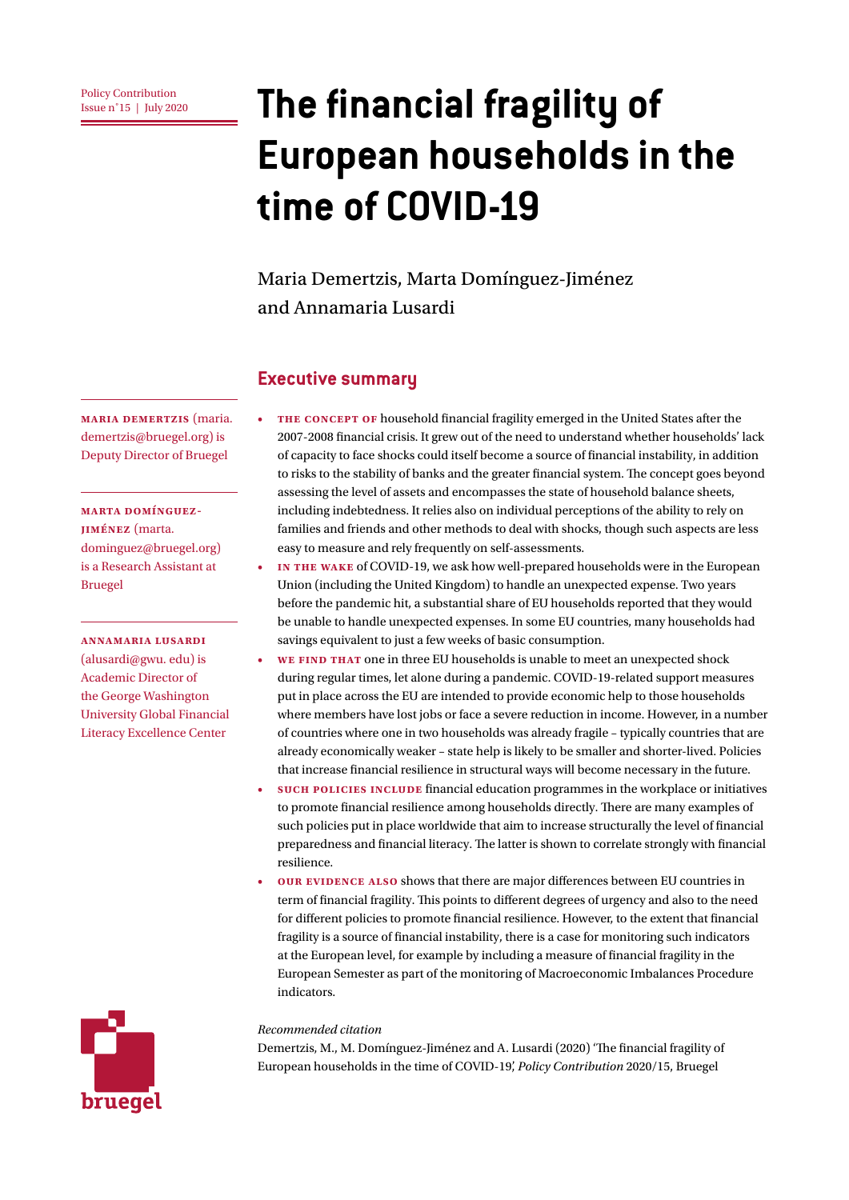Policy Contribution
Issue n˚15 | July 2020

# The financial fragility of European households in the time of COVID-19

Maria Demertzis, Marta Domínguez-Jiménez and Annamaria Lusardi

**Maria Demertzis** (maria.demertzis@bruegel.org) is Deputy Director of Bruegel

**Marta Domínguez-Jiménez** (marta.dominguez@bruegel.org) is a Research Assistant at Bruegel

**Annamaria Lusardi** (alusardi@gwu.edu) is Academic Director of the George Washington University Global Financial Literacy Excellence Center

## Executive summary

- **The concept of** household financial fragility emerged in the United States after the 2007-2008 financial crisis. It grew out of the need to understand whether households' lack of capacity to face shocks could itself become a source of financial instability, in addition to risks to the stability of banks and the greater financial system. The concept goes beyond assessing the level of assets and encompasses the state of household balance sheets, including indebtedness. It relies also on individual perceptions of the ability to rely on families and friends and other methods to deal with shocks, though such aspects are less easy to measure and rely frequently on self-assessments.
- **In the wake** of COVID-19, we ask how well-prepared households were in the European Union (including the United Kingdom) to handle an unexpected expense. Two years before the pandemic hit, a substantial share of EU households reported that they would be unable to handle unexpected expenses. In some EU countries, many households had savings equivalent to just a few weeks of basic consumption.
- **We find that** one in three EU households is unable to meet an unexpected shock during regular times, let alone during a pandemic. COVID-19-related support measures put in place across the EU are intended to provide economic help to those households where members have lost jobs or face a severe reduction in income. However, in a number of countries where one in two households was already fragile – typically countries that are already economically weaker – state help is likely to be smaller and shorter-lived. Policies that increase financial resilience in structural ways will become necessary in the future.
- **Such policies include** financial education programmes in the workplace or initiatives to promote financial resilience among households directly. There are many examples of such policies put in place worldwide that aim to increase structurally the level of financial preparedness and financial literacy. The latter is shown to correlate strongly with financial resilience.
- **Our evidence also** shows that there are major differences between EU countries in term of financial fragility. This points to different degrees of urgency and also to the need for different policies to promote financial resilience. However, to the extent that financial fragility is a source of financial instability, there is a case for monitoring such indicators at the European level, for example by including a measure of financial fragility in the European Semester as part of the monitoring of Macroeconomic Imbalances Procedure indicators.

*Recommended citation*

Demertzis, M., M. Domínguez-Jiménez and A. Lusardi (2020) 'The financial fragility of European households in the time of COVID-19', *Policy Contribution* 2020/15, Bruegel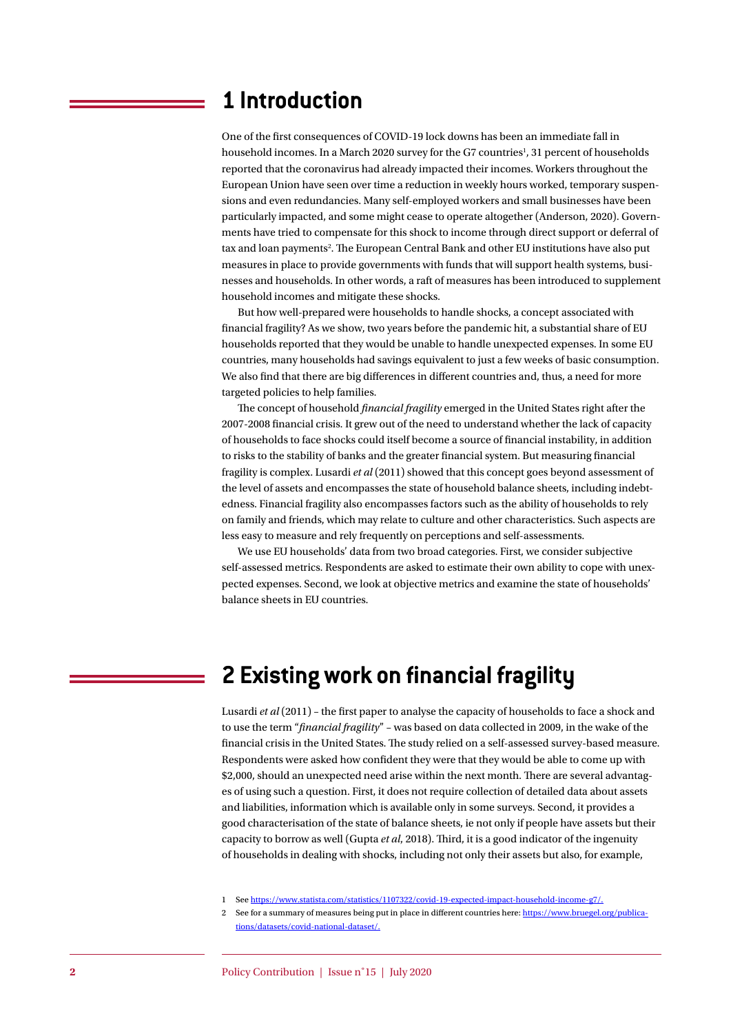# 1 Introduction

One of the first consequences of COVID-19 lock downs has been an immediate fall in household incomes. In a March 2020 survey for the G7 countries[1], 31 percent of households reported that the coronavirus had already impacted their incomes. Workers throughout the European Union have seen over time a reduction in weekly hours worked, temporary suspensions and even redundancies. Many self-employed workers and small businesses have been particularly impacted, and some might cease to operate altogether (Anderson, 2020). Governments have tried to compensate for this shock to income through direct support or deferral of tax and loan payments[2]. The European Central Bank and other EU institutions have also put measures in place to provide governments with funds that will support health systems, businesses and households. In other words, a raft of measures has been introduced to supplement household incomes and mitigate these shocks.

But how well-prepared were households to handle shocks, a concept associated with financial fragility? As we show, two years before the pandemic hit, a substantial share of EU households reported that they would be unable to handle unexpected expenses. In some EU countries, many households had savings equivalent to just a few weeks of basic consumption. We also find that there are big differences in different countries and, thus, a need for more targeted policies to help families.

The concept of household *financial fragility* emerged in the United States right after the 2007-2008 financial crisis. It grew out of the need to understand whether the lack of capacity of households to face shocks could itself become a source of financial instability, in addition to risks to the stability of banks and the greater financial system. But measuring financial fragility is complex. Lusardi *et al* (2011) showed that this concept goes beyond assessment of the level of assets and encompasses the state of household balance sheets, including indebtedness. Financial fragility also encompasses factors such as the ability of households to rely on family and friends, which may relate to culture and other characteristics. Such aspects are less easy to measure and rely frequently on perceptions and self-assessments.

We use EU households' data from two broad categories. First, we consider subjective self-assessed metrics. Respondents are asked to estimate their own ability to cope with unexpected expenses. Second, we look at objective metrics and examine the state of households' balance sheets in EU countries.

# 2 Existing work on financial fragility

Lusardi *et al* (2011) – the first paper to analyse the capacity of households to face a shock and to use the term "*financial fragility*" – was based on data collected in 2009, in the wake of the financial crisis in the United States. The study relied on a self-assessed survey-based measure. Respondents were asked how confident they were that they would be able to come up with $2,000, should an unexpected need arise within the next month. There are several advantages of using such a question. First, it does not require collection of detailed data about assets and liabilities, information which is available only in some surveys. Second, it provides a good characterisation of the state of balance sheets, ie not only if people have assets but their capacity to borrow as well (Gupta *et al*, 2018). Third, it is a good indicator of the ingenuity of households in dealing with shocks, including not only their assets but also, for example,

1 See https://www.statista.com/statistics/1107322/covid-19-expected-impact-household-income-g7/.

2 See for a summary of measures being put in place in different countries here: https://www.bruegel.org/publications/datasets/covid-national-dataset/.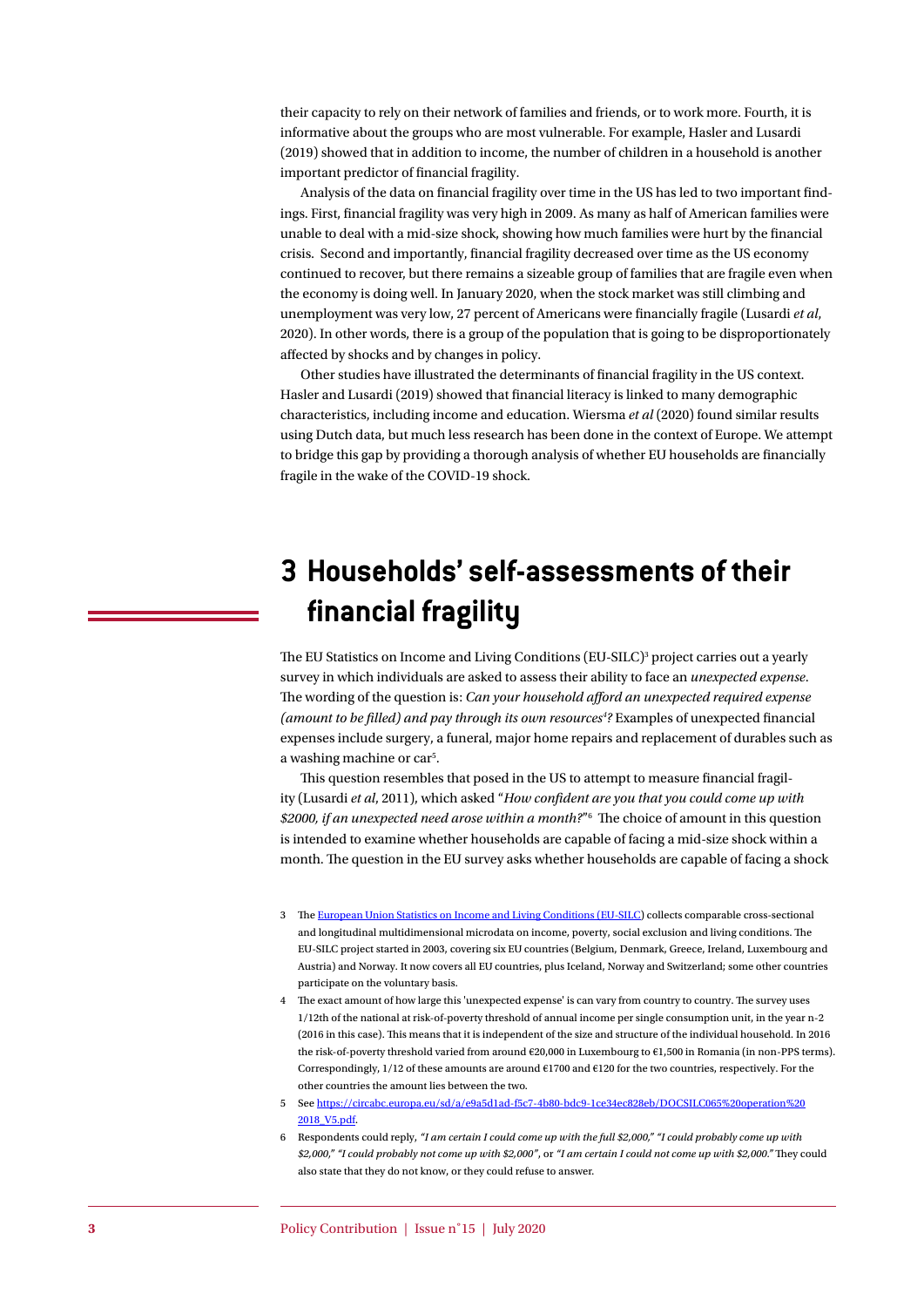their capacity to rely on their network of families and friends, or to work more. Fourth, it is informative about the groups who are most vulnerable. For example, Hasler and Lusardi (2019) showed that in addition to income, the number of children in a household is another important predictor of financial fragility.

Analysis of the data on financial fragility over time in the US has led to two important findings. First, financial fragility was very high in 2009. As many as half of American families were unable to deal with a mid-size shock, showing how much families were hurt by the financial crisis. Second and importantly, financial fragility decreased over time as the US economy continued to recover, but there remains a sizeable group of families that are fragile even when the economy is doing well. In January 2020, when the stock market was still climbing and unemployment was very low, 27 percent of Americans were financially fragile (Lusardi *et al*, 2020). In other words, there is a group of the population that is going to be disproportionately affected by shocks and by changes in policy.

Other studies have illustrated the determinants of financial fragility in the US context. Hasler and Lusardi (2019) showed that financial literacy is linked to many demographic characteristics, including income and education. Wiersma *et al* (2020) found similar results using Dutch data, but much less research has been done in the context of Europe. We attempt to bridge this gap by providing a thorough analysis of whether EU households are financially fragile in the wake of the COVID-19 shock.

# 3 Households' self-assessments of their financial fragility

The EU Statistics on Income and Living Conditions (EU-SILC)[3] project carries out a yearly survey in which individuals are asked to assess their ability to face an *unexpected expense*. The wording of the question is: *Can your household afford an unexpected required expense (amount to be filled) and pay through its own resources[4]?* Examples of unexpected financial expenses include surgery, a funeral, major home repairs and replacement of durables such as a washing machine or car[5].

This question resembles that posed in the US to attempt to measure financial fragility (Lusardi *et al*, 2011), which asked "*How confident are you that you could come up with $2000, if an unexpected need arose within a month?*"[6] The choice of amount in this question is intended to examine whether households are capable of facing a mid-size shock within a month. The question in the EU survey asks whether households are capable of facing a shock

3 The European Union Statistics on Income and Living Conditions (EU-SILC) collects comparable cross-sectional and longitudinal multidimensional microdata on income, poverty, social exclusion and living conditions. The EU-SILC project started in 2003, covering six EU countries (Belgium, Denmark, Greece, Ireland, Luxembourg and Austria) and Norway. It now covers all EU countries, plus Iceland, Norway and Switzerland; some other countries participate on the voluntary basis.

4 The exact amount of how large this 'unexpected expense' is can vary from country to country. The survey uses 1/12th of the national at risk-of-poverty threshold of annual income per single consumption unit, in the year n-2 (2016 in this case). This means that it is independent of the size and structure of the individual household. In 2016 the risk-of-poverty threshold varied from around €20,000 in Luxembourg to €1,500 in Romania (in non-PPS terms). Correspondingly, 1/12 of these amounts are around €1700 and €120 for the two countries, respectively. For the other countries the amount lies between the two.

5 See https://circabc.europa.eu/sd/a/e9a5d1ad-f5c7-4b80-bdc9-1ce34ec828eb/DOCSILC065%20operation%202018_V5.pdf.

6 Respondents could reply, *"I am certain I could come up with the full $2,000," "I could probably come up with $2,000," "I could probably not come up with $2,000"*, or *"I am certain I could not come up with $2,000."* They could also state that they do not know, or they could refuse to answer.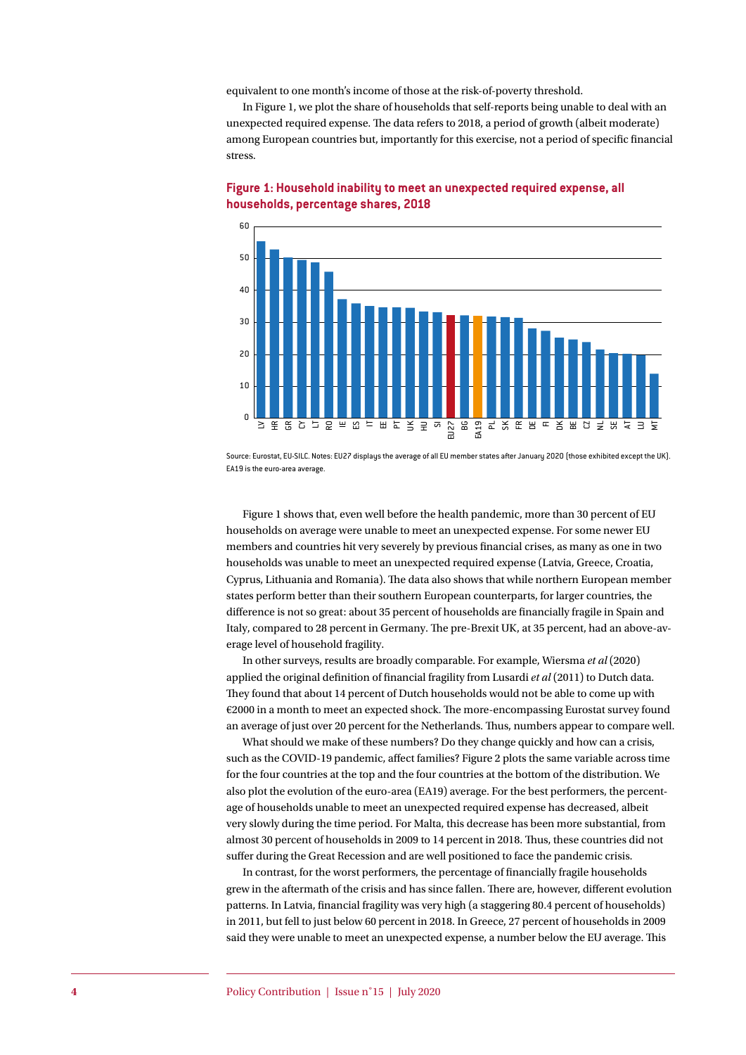equivalent to one month's income of those at the risk-of-poverty threshold.

In Figure 1, we plot the share of households that self-reports being unable to deal with an unexpected required expense. The data refers to 2018, a period of growth (albeit moderate) among European countries but, importantly for this exercise, not a period of specific financial stress.

**Figure 1: Household inability to meet an unexpected required expense, all households, percentage shares, 2018**

Source: Eurostat, EU-SILC. Notes: EU27 displays the average of all EU member states after January 2020 (those exhibited except the UK). EA19 is the euro-area average.

Figure 1 shows that, even well before the health pandemic, more than 30 percent of EU households on average were unable to meet an unexpected expense. For some newer EU members and countries hit very severely by previous financial crises, as many as one in two households was unable to meet an unexpected required expense (Latvia, Greece, Croatia, Cyprus, Lithuania and Romania). The data also shows that while northern European member states perform better than their southern European counterparts, for larger countries, the difference is not so great: about 35 percent of households are financially fragile in Spain and Italy, compared to 28 percent in Germany. The pre-Brexit UK, at 35 percent, had an above-average level of household fragility.

In other surveys, results are broadly comparable. For example, Wiersma *et al* (2020) applied the original definition of financial fragility from Lusardi *et al* (2011) to Dutch data. They found that about 14 percent of Dutch households would not be able to come up with €2000 in a month to meet an expected shock. The more-encompassing Eurostat survey found an average of just over 20 percent for the Netherlands. Thus, numbers appear to compare well.

What should we make of these numbers? Do they change quickly and how can a crisis, such as the COVID-19 pandemic, affect families? Figure 2 plots the same variable across time for the four countries at the top and the four countries at the bottom of the distribution. We also plot the evolution of the euro-area (EA19) average. For the best performers, the percentage of households unable to meet an unexpected required expense has decreased, albeit very slowly during the time period. For Malta, this decrease has been more substantial, from almost 30 percent of households in 2009 to 14 percent in 2018. Thus, these countries did not suffer during the Great Recession and are well positioned to face the pandemic crisis.

In contrast, for the worst performers, the percentage of financially fragile households grew in the aftermath of the crisis and has since fallen. There are, however, different evolution patterns. In Latvia, financial fragility was very high (a staggering 80.4 percent of households) in 2011, but fell to just below 60 percent in 2018. In Greece, 27 percent of households in 2009 said they were unable to meet an unexpected expense, a number below the EU average. This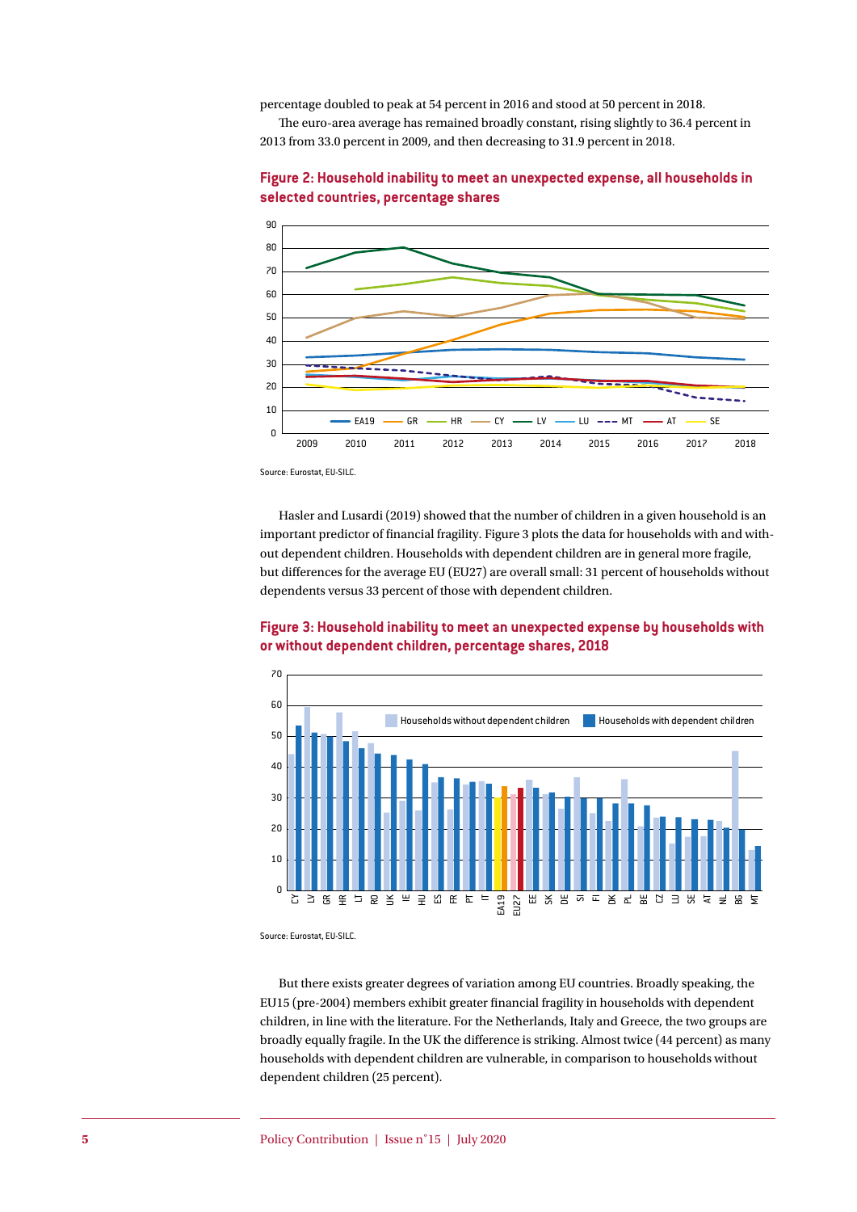percentage doubled to peak at 54 percent in 2016 and stood at 50 percent in 2018.

The euro-area average has remained broadly constant, rising slightly to 36.4 percent in 2013 from 33.0 percent in 2009, and then decreasing to 31.9 percent in 2018.

**Figure 2: Household inability to meet an unexpected expense, all households in selected countries, percentage shares**

Source: Eurostat, EU-SILC.

Hasler and Lusardi (2019) showed that the number of children in a given household is an important predictor of financial fragility. Figure 3 plots the data for households with and without dependent children. Households with dependent children are in general more fragile, but differences for the average EU (EU27) are overall small: 31 percent of households without dependents versus 33 percent of those with dependent children.

**Figure 3: Household inability to meet an unexpected expense by households with or without dependent children, percentage shares, 2018**

Source: Eurostat, EU-SILC.

But there exists greater degrees of variation among EU countries. Broadly speaking, the EU15 (pre-2004) members exhibit greater financial fragility in households with dependent children, in line with the literature. For the Netherlands, Italy and Greece, the two groups are broadly equally fragile. In the UK the difference is striking. Almost twice (44 percent) as many households with dependent children are vulnerable, in comparison to households without dependent children (25 percent).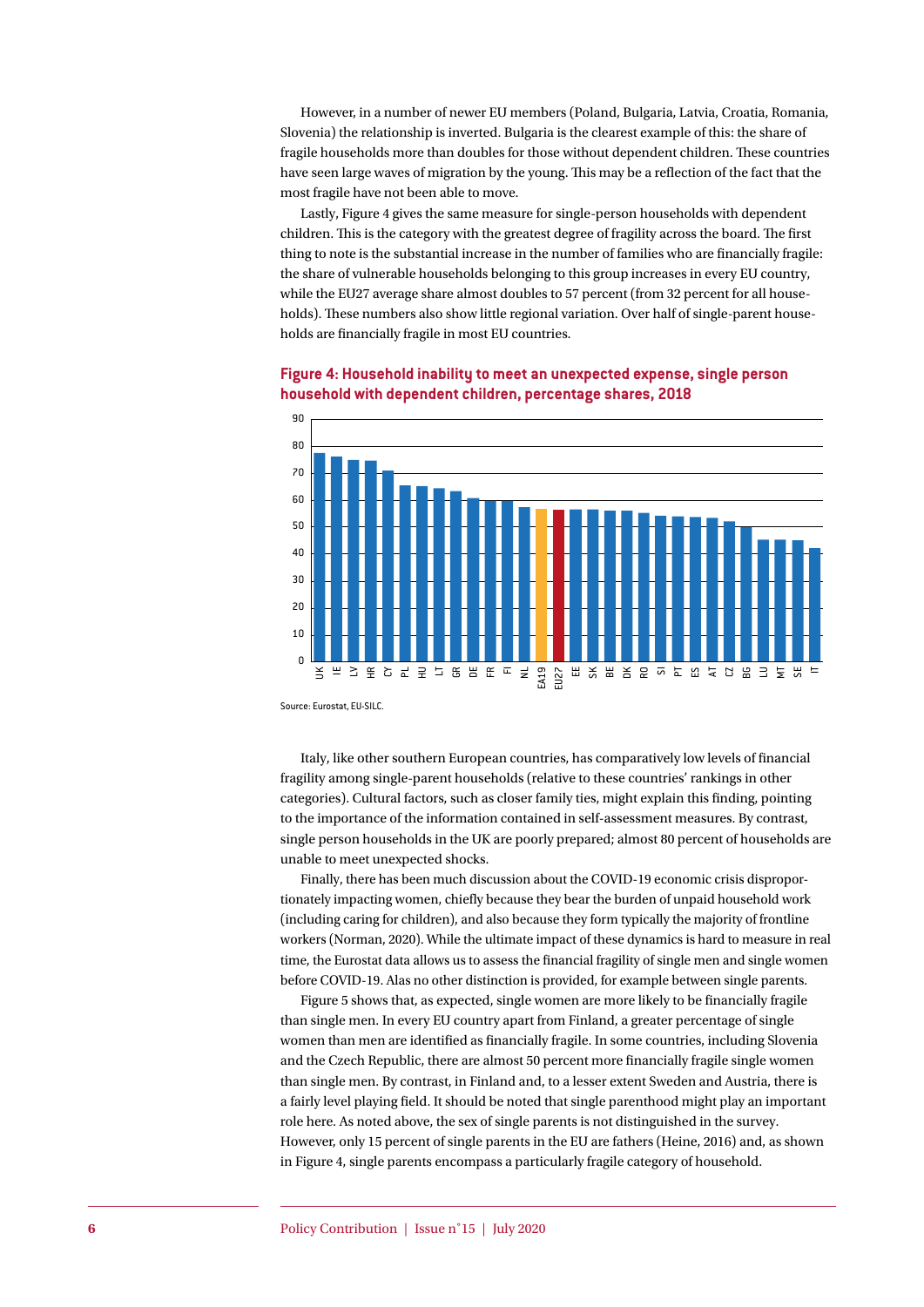However, in a number of newer EU members (Poland, Bulgaria, Latvia, Croatia, Romania, Slovenia) the relationship is inverted. Bulgaria is the clearest example of this: the share of fragile households more than doubles for those without dependent children. These countries have seen large waves of migration by the young. This may be a reflection of the fact that the most fragile have not been able to move.

Lastly, Figure 4 gives the same measure for single-person households with dependent children. This is the category with the greatest degree of fragility across the board. The first thing to note is the substantial increase in the number of families who are financially fragile: the share of vulnerable households belonging to this group increases in every EU country, while the EU27 average share almost doubles to 57 percent (from 32 percent for all households). These numbers also show little regional variation. Over half of single-parent households are financially fragile in most EU countries.

**Figure 4: Household inability to meet an unexpected expense, single person household with dependent children, percentage shares, 2018**

Source: Eurostat, EU-SILC.

Italy, like other southern European countries, has comparatively low levels of financial fragility among single-parent households (relative to these countries' rankings in other categories). Cultural factors, such as closer family ties, might explain this finding, pointing to the importance of the information contained in self-assessment measures. By contrast, single person households in the UK are poorly prepared; almost 80 percent of households are unable to meet unexpected shocks.

Finally, there has been much discussion about the COVID-19 economic crisis disproportionately impacting women, chiefly because they bear the burden of unpaid household work (including caring for children), and also because they form typically the majority of frontline workers (Norman, 2020). While the ultimate impact of these dynamics is hard to measure in real time, the Eurostat data allows us to assess the financial fragility of single men and single women before COVID-19. Alas no other distinction is provided, for example between single parents.

Figure 5 shows that, as expected, single women are more likely to be financially fragile than single men. In every EU country apart from Finland, a greater percentage of single women than men are identified as financially fragile. In some countries, including Slovenia and the Czech Republic, there are almost 50 percent more financially fragile single women than single men. By contrast, in Finland and, to a lesser extent Sweden and Austria, there is a fairly level playing field. It should be noted that single parenthood might play an important role here. As noted above, the sex of single parents is not distinguished in the survey. However, only 15 percent of single parents in the EU are fathers (Heine, 2016) and, as shown in Figure 4, single parents encompass a particularly fragile category of household.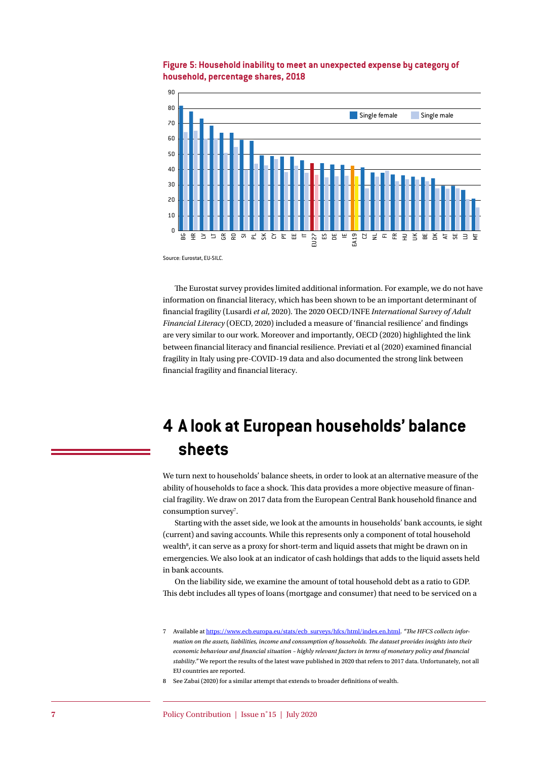**Figure 5: Household inability to meet an unexpected expense by category of household, percentage shares, 2018**

Source: Eurostat, EU-SILC.

The Eurostat survey provides limited additional information. For example, we do not have information on financial literacy, which has been shown to be an important determinant of financial fragility (Lusardi *et al*, 2020). The 2020 OECD/INFE *International Survey of Adult Financial Literacy* (OECD, 2020) included a measure of 'financial resilience' and findings are very similar to our work. Moreover and importantly, OECD (2020) highlighted the link between financial literacy and financial resilience. Previati et al (2020) examined financial fragility in Italy using pre-COVID-19 data and also documented the strong link between financial fragility and financial literacy.

# 4 A look at European households' balance sheets

We turn next to households' balance sheets, in order to look at an alternative measure of the ability of households to face a shock. This data provides a more objective measure of financial fragility. We draw on 2017 data from the European Central Bank household finance and consumption survey[7].

Starting with the asset side, we look at the amounts in households' bank accounts, ie sight (current) and saving accounts. While this represents only a component of total household wealth[8], it can serve as a proxy for short-term and liquid assets that might be drawn on in emergencies. We also look at an indicator of cash holdings that adds to the liquid assets held in bank accounts.

On the liability side, we examine the amount of total household debt as a ratio to GDP. This debt includes all types of loans (mortgage and consumer) that need to be serviced on a

7 Available at https://www.ecb.europa.eu/stats/ecb_surveys/hfcs/html/index.en.html. *"The HFCS collects information on the assets, liabilities, income and consumption of households. The dataset provides insights into their economic behaviour and financial situation – highly relevant factors in terms of monetary policy and financial stability."* We report the results of the latest wave published in 2020 that refers to 2017 data. Unfortunately, not all EU countries are reported.

8 See Zabai (2020) for a similar attempt that extends to broader definitions of wealth.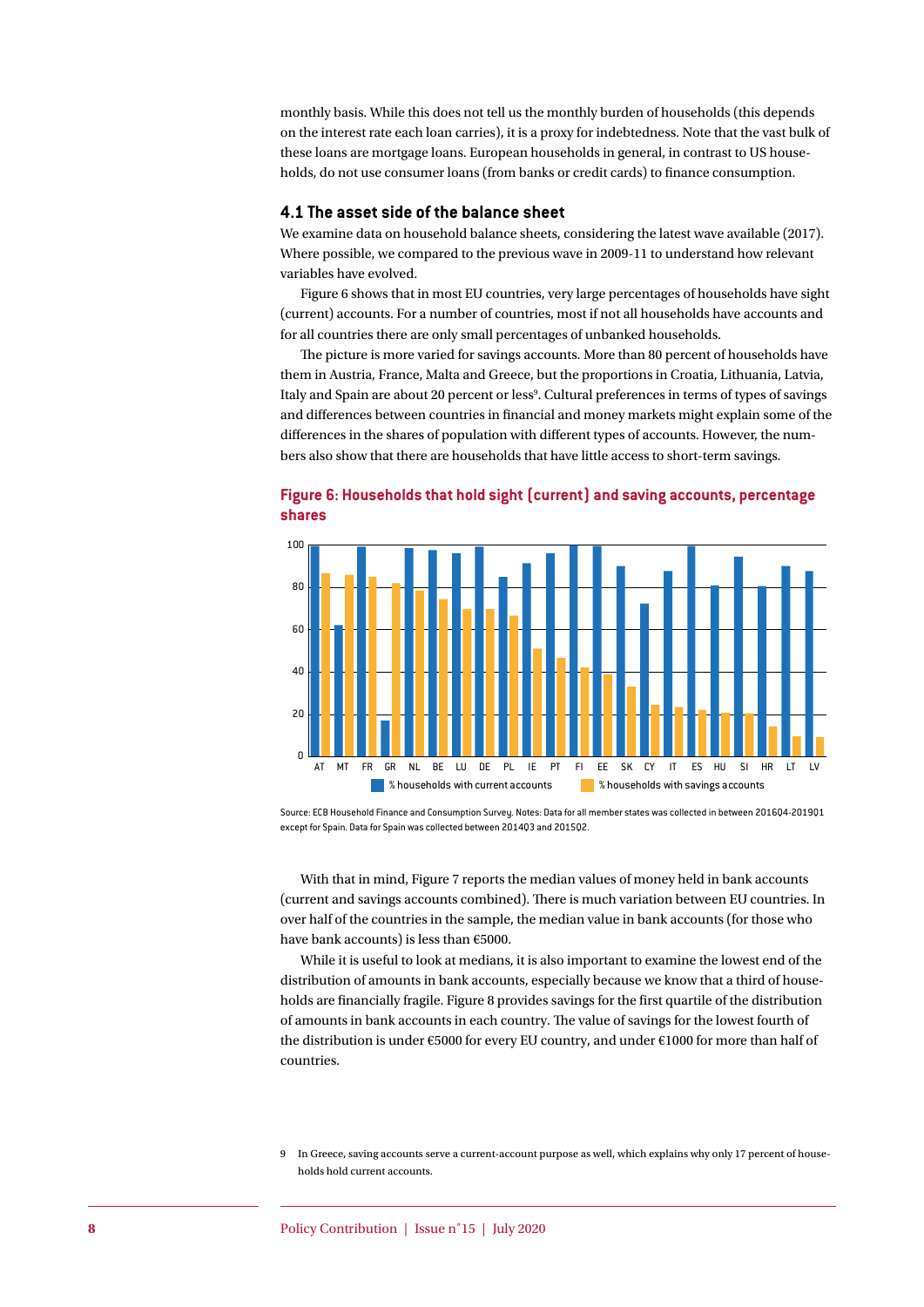monthly basis. While this does not tell us the monthly burden of households (this depends on the interest rate each loan carries), it is a proxy for indebtedness. Note that the vast bulk of these loans are mortgage loans. European households in general, in contrast to US households, do not use consumer loans (from banks or credit cards) to finance consumption.

### 4.1 The asset side of the balance sheet

We examine data on household balance sheets, considering the latest wave available (2017). Where possible, we compared to the previous wave in 2009-11 to understand how relevant variables have evolved.

Figure 6 shows that in most EU countries, very large percentages of households have sight (current) accounts. For a number of countries, most if not all households have accounts and for all countries there are only small percentages of unbanked households.

The picture is more varied for savings accounts. More than 80 percent of households have them in Austria, France, Malta and Greece, but the proportions in Croatia, Lithuania, Latvia, Italy and Spain are about 20 percent or less[9]. Cultural preferences in terms of types of savings and differences between countries in financial and money markets might explain some of the differences in the shares of population with different types of accounts. However, the numbers also show that there are households that have little access to short-term savings.

**Figure 6: Households that hold sight (current) and saving accounts, percentage shares**

Source: ECB Household Finance and Consumption Survey. Notes: Data for all member states was collected in between 2016Q4-2019Q1 except for Spain. Data for Spain was collected between 2014Q3 and 2015Q2.

With that in mind, Figure 7 reports the median values of money held in bank accounts (current and savings accounts combined). There is much variation between EU countries. In over half of the countries in the sample, the median value in bank accounts (for those who have bank accounts) is less than €5000.

While it is useful to look at medians, it is also important to examine the lowest end of the distribution of amounts in bank accounts, especially because we know that a third of households are financially fragile. Figure 8 provides savings for the first quartile of the distribution of amounts in bank accounts in each country. The value of savings for the lowest fourth of the distribution is under €5000 for every EU country, and under €1000 for more than half of countries.

9 In Greece, saving accounts serve a current-account purpose as well, which explains why only 17 percent of households hold current accounts.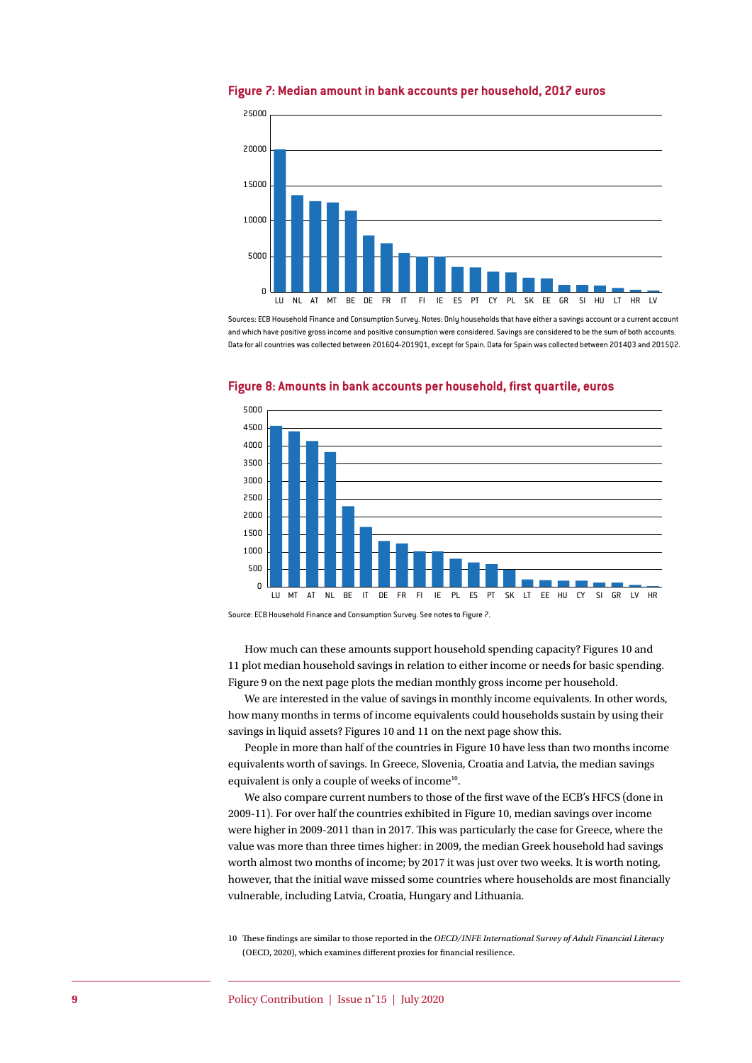**Figure 7: Median amount in bank accounts per household, 2017 euros**

Sources: ECB Household Finance and Consumption Survey. Notes: Only households that have either a savings account or a current account and which have positive gross income and positive consumption were considered. Savings are considered to be the sum of both accounts. Data for all countries was collected between 2016Q4-2019Q1, except for Spain. Data for Spain was collected between 2014Q3 and 2015Q2.

**Figure 8: Amounts in bank accounts per household, first quartile, euros**

Source: ECB Household Finance and Consumption Survey. See notes to Figure 7.

How much can these amounts support household spending capacity? Figures 10 and 11 plot median household savings in relation to either income or needs for basic spending. Figure 9 on the next page plots the median monthly gross income per household.

We are interested in the value of savings in monthly income equivalents. In other words, how many months in terms of income equivalents could households sustain by using their savings in liquid assets? Figures 10 and 11 on the next page show this.

People in more than half of the countries in Figure 10 have less than two months income equivalents worth of savings. In Greece, Slovenia, Croatia and Latvia, the median savings equivalent is only a couple of weeks of income[10].

We also compare current numbers to those of the first wave of the ECB's HFCS (done in 2009-11). For over half the countries exhibited in Figure 10, median savings over income were higher in 2009-2011 than in 2017. This was particularly the case for Greece, where the value was more than three times higher: in 2009, the median Greek household had savings worth almost two months of income; by 2017 it was just over two weeks. It is worth noting, however, that the initial wave missed some countries where households are most financially vulnerable, including Latvia, Croatia, Hungary and Lithuania.

10 These findings are similar to those reported in the *OECD/INFE International Survey of Adult Financial Literacy* (OECD, 2020), which examines different proxies for financial resilience.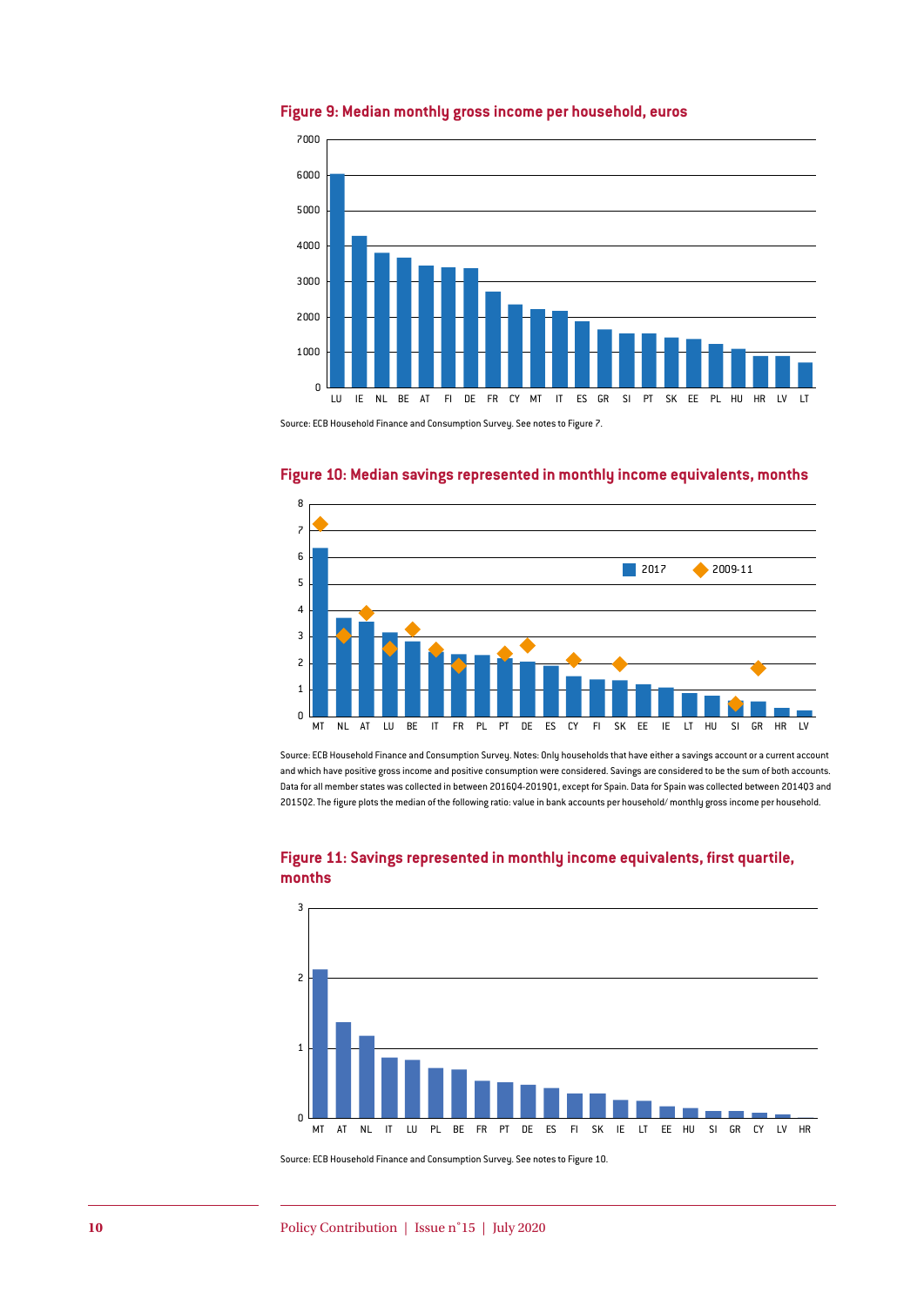**Figure 9: Median monthly gross income per household, euros**

Source: ECB Household Finance and Consumption Survey. See notes to Figure 7.

**Figure 10: Median savings represented in monthly income equivalents, months**

Source: ECB Household Finance and Consumption Survey. Notes: Only households that have either a savings account or a current account and which have positive gross income and positive consumption were considered. Savings are considered to be the sum of both accounts. Data for all member states was collected in between 2016Q4-2019Q1, except for Spain. Data for Spain was collected between 2014Q3 and 2015Q2. The figure plots the median of the following ratio: value in bank accounts per household/ monthly gross income per household.

**Figure 11: Savings represented in monthly income equivalents, first quartile, months**

Source: ECB Household Finance and Consumption Survey. See notes to Figure 10.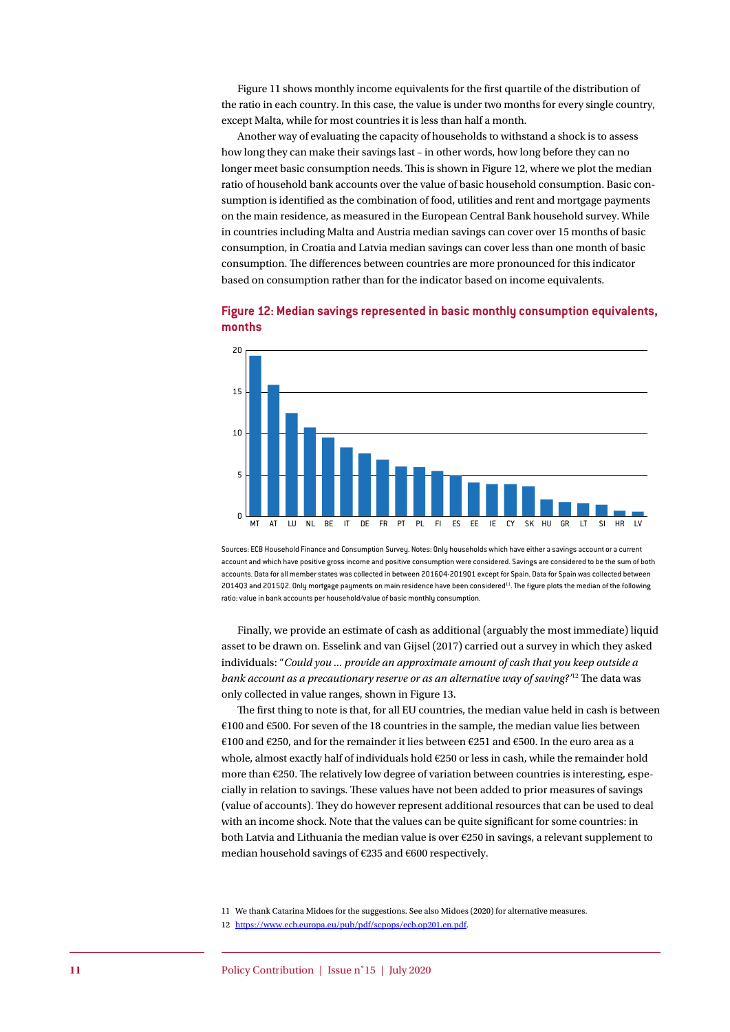Figure 11 shows monthly income equivalents for the first quartile of the distribution of the ratio in each country. In this case, the value is under two months for every single country, except Malta, while for most countries it is less than half a month.

Another way of evaluating the capacity of households to withstand a shock is to assess how long they can make their savings last – in other words, how long before they can no longer meet basic consumption needs. This is shown in Figure 12, where we plot the median ratio of household bank accounts over the value of basic household consumption. Basic consumption is identified as the combination of food, utilities and rent and mortgage payments on the main residence, as measured in the European Central Bank household survey. While in countries including Malta and Austria median savings can cover over 15 months of basic consumption, in Croatia and Latvia median savings can cover less than one month of basic consumption. The differences between countries are more pronounced for this indicator based on consumption rather than for the indicator based on income equivalents.

**Figure 12: Median savings represented in basic monthly consumption equivalents, months**

Sources: ECB Household Finance and Consumption Survey. Notes: Only households which have either a savings account or a current account and which have positive gross income and positive consumption were considered. Savings are considered to be the sum of both accounts. Data for all member states was collected in between 2016Q4-2019Q1 except for Spain. Data for Spain was collected between 2014Q3 and 2015Q2. Only mortgage payments on main residence have been considered[11]. The figure plots the median of the following ratio: value in bank accounts per household/value of basic monthly consumption.

Finally, we provide an estimate of cash as additional (arguably the most immediate) liquid asset to be drawn on. Esselink and van Gijsel (2017) carried out a survey in which they asked individuals: "*Could you … provide an approximate amount of cash that you keep outside a bank account as a precautionary reserve or as an alternative way of saving?*"[12] The data was only collected in value ranges, shown in Figure 13.

The first thing to note is that, for all EU countries, the median value held in cash is between €100 and €500. For seven of the 18 countries in the sample, the median value lies between €100 and €250, and for the remainder it lies between €251 and €500. In the euro area as a whole, almost exactly half of individuals hold €250 or less in cash, while the remainder hold more than €250. The relatively low degree of variation between countries is interesting, especially in relation to savings. These values have not been added to prior measures of savings (value of accounts). They do however represent additional resources that can be used to deal with an income shock. Note that the values can be quite significant for some countries: in both Latvia and Lithuania the median value is over €250 in savings, a relevant supplement to median household savings of €235 and €600 respectively.

11 We thank Catarina Midoes for the suggestions. See also Midoes (2020) for alternative measures.

12 https://www.ecb.europa.eu/pub/pdf/scpops/ecb.op201.en.pdf.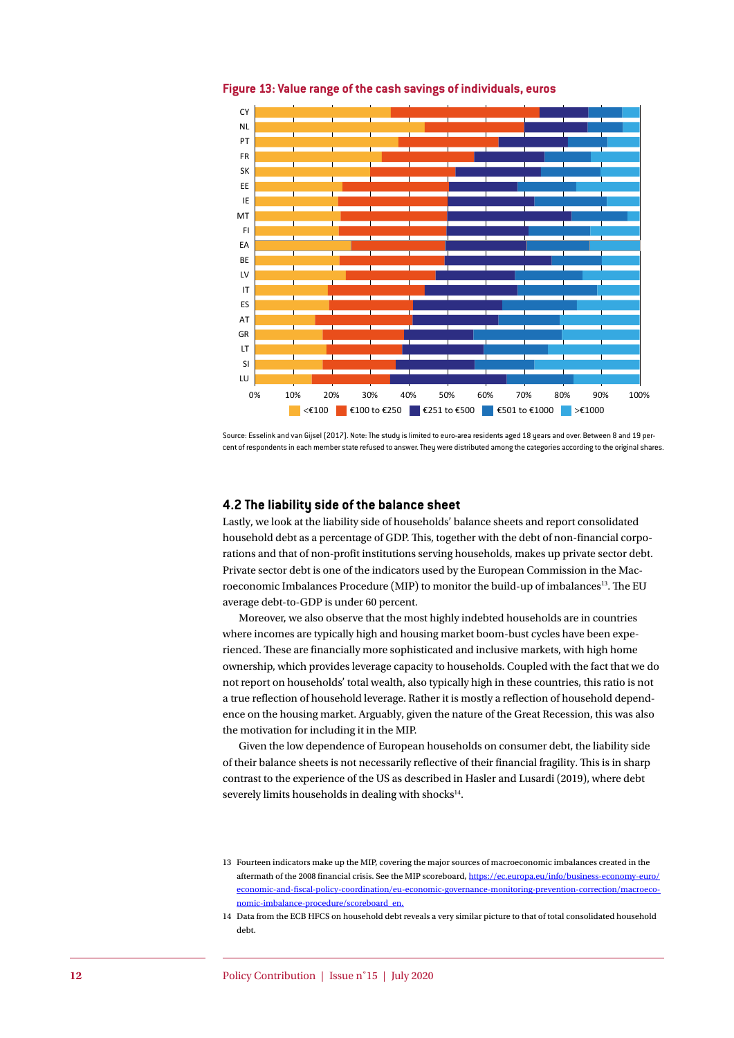**Figure 13: Value range of the cash savings of individuals, euros**

Source: Esselink and van Gijsel (2017). Note: The study is limited to euro-area residents aged 18 years and over. Between 8 and 19 per-cent of respondents in each member state refused to answer. They were distributed among the categories according to the original shares.

## 4.2 The liability side of the balance sheet

Lastly, we look at the liability side of households' balance sheets and report consolidated household debt as a percentage of GDP. This, together with the debt of non-financial corporations and that of non-profit institutions serving households, makes up private sector debt. Private sector debt is one of the indicators used by the European Commission in the Macroeconomic Imbalances Procedure (MIP) to monitor the build-up of imbalances[13]. The EU average debt-to-GDP is under 60 percent.

Moreover, we also observe that the most highly indebted households are in countries where incomes are typically high and housing market boom-bust cycles have been experienced. These are financially more sophisticated and inclusive markets, with high home ownership, which provides leverage capacity to households. Coupled with the fact that we do not report on households' total wealth, also typically high in these countries, this ratio is not a true reflection of household leverage. Rather it is mostly a reflection of household dependence on the housing market. Arguably, given the nature of the Great Recession, this was also the motivation for including it in the MIP.

Given the low dependence of European households on consumer debt, the liability side of their balance sheets is not necessarily reflective of their financial fragility. This is in sharp contrast to the experience of the US as described in Hasler and Lusardi (2019), where debt severely limits households in dealing with shocks[14].

13 Fourteen indicators make up the MIP, covering the major sources of macroeconomic imbalances created in the aftermath of the 2008 financial crisis. See the MIP scoreboard, https://ec.europa.eu/info/business-economy-euro/economic-and-fiscal-policy-coordination/eu-economic-governance-monitoring-prevention-correction/macroeconomic-imbalance-procedure/scoreboard_en.

14 Data from the ECB HFCS on household debt reveals a very similar picture to that of total consolidated household debt.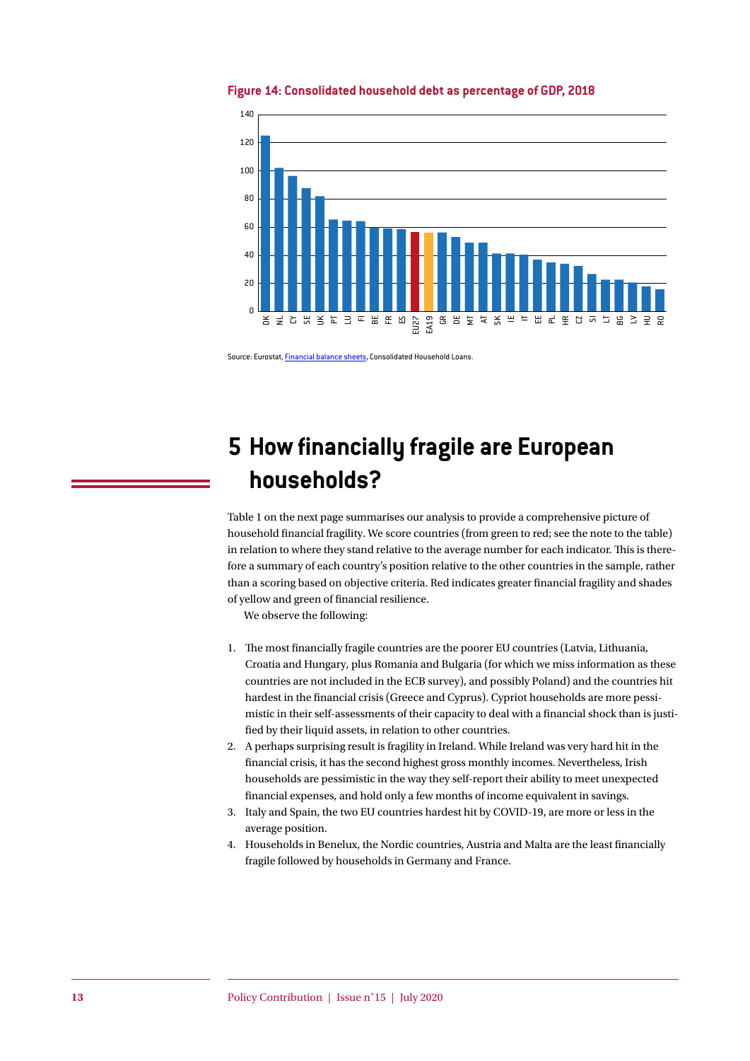**Figure 14: Consolidated household debt as percentage of GDP, 2018**

Source: Eurostat, Financial balance sheets, Consolidated Household Loans.

# 5 How financially fragile are European households?

Table 1 on the next page summarises our analysis to provide a comprehensive picture of household financial fragility. We score countries (from green to red; see the note to the table) in relation to where they stand relative to the average number for each indicator. This is therefore a summary of each country's position relative to the other countries in the sample, rather than a scoring based on objective criteria. Red indicates greater financial fragility and shades of yellow and green of financial resilience.

We observe the following:

1. The most financially fragile countries are the poorer EU countries (Latvia, Lithuania, Croatia and Hungary, plus Romania and Bulgaria (for which we miss information as these countries are not included in the ECB survey), and possibly Poland) and the countries hit hardest in the financial crisis (Greece and Cyprus). Cypriot households are more pessimistic in their self-assessments of their capacity to deal with a financial shock than is justified by their liquid assets, in relation to other countries.
2. A perhaps surprising result is fragility in Ireland. While Ireland was very hard hit in the financial crisis, it has the second highest gross monthly incomes. Nevertheless, Irish households are pessimistic in the way they self-report their ability to meet unexpected financial expenses, and hold only a few months of income equivalent in savings.
3. Italy and Spain, the two EU countries hardest hit by COVID-19, are more or less in the average position.
4. Households in Benelux, the Nordic countries, Austria and Malta are the least financially fragile followed by households in Germany and France.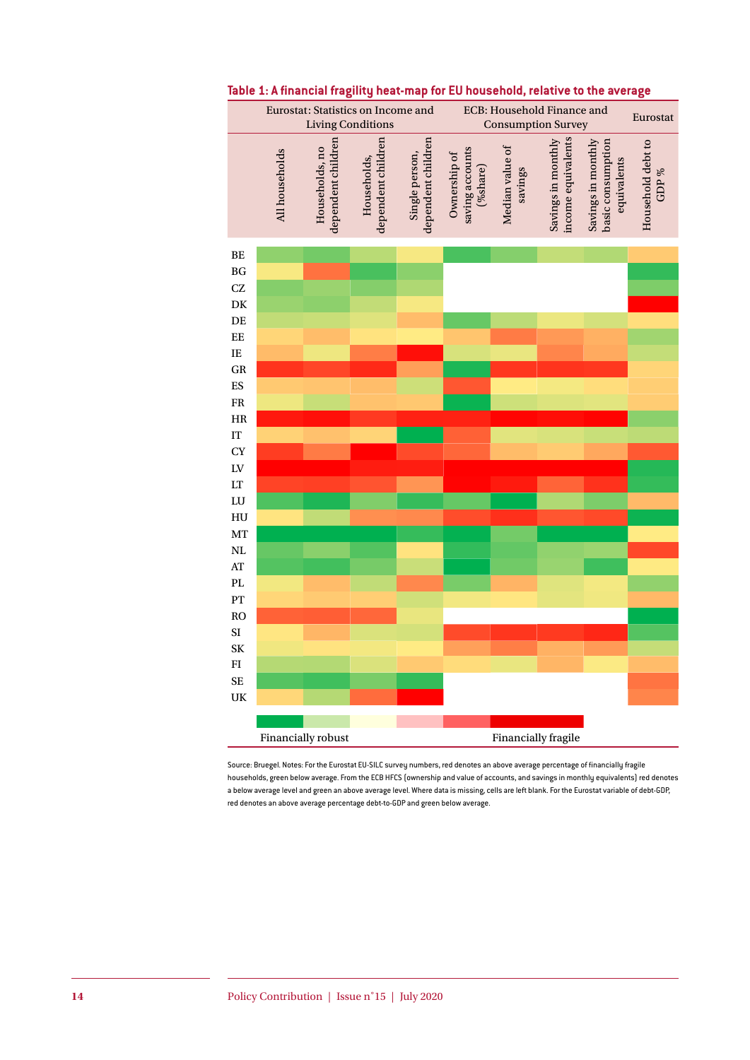**Table 1: A financial fragility heat-map for EU household, relative to the average**

| | Eurostat: Statistics on Income and Living Conditions | | | | ECB: Household Finance and Consumption Survey | | | | Eurostat |
|---|---|---|---|---|---|---|---|---|---|
| | All households | Households, no dependent children | Households, dependent children | Single person, dependent children | Ownership of saving accounts (%share) | Median value of savings | Savings in monthly income equivalents | Savings in monthly basic consumption equivalents | Household debt to GDP % |
| BE | | | | | | | | | |
| BG | | | | | | | | | |
| CZ | | | | | | | | | |
| DK | | | | | | | | | |
| DE | | | | | | | | | |
| EE | | | | | | | | | |
| IE | | | | | | | | | |
| GR | | | | | | | | | |
| ES | | | | | | | | | |
| FR | | | | | | | | | |
| HR | | | | | | | | | |
| IT | | | | | | | | | |
| CY | | | | | | | | | |
| LV | | | | | | | | | |
| LT | | | | | | | | | |
| LU | | | | | | | | | |
| HU | | | | | | | | | |
| MT | | | | | | | | | |
| NL | | | | | | | | | |
| AT | | | | | | | | | |
| PL | | | | | | | | | |
| PT | | | | | | | | | |
| RO | | | | | | | | | |
| SI | | | | | | | | | |
| SK | | | | | | | | | |
| FI | | | | | | | | | |
| SE | | | | | | | | | |
| UK | | | | | | | | | |

Financially robust — Financially fragile

Source: Bruegel. Notes: For the Eurostat EU-SILC survey numbers, red denotes an above average percentage of financially fragile households, green below average. From the ECB HFCS (ownership and value of accounts, and savings in monthly equivalents) red denotes a below average level and green an above average level. Where data is missing, cells are left blank. For the Eurostat variable of debt-GDP, red denotes an above average percentage debt-to-GDP and green below average.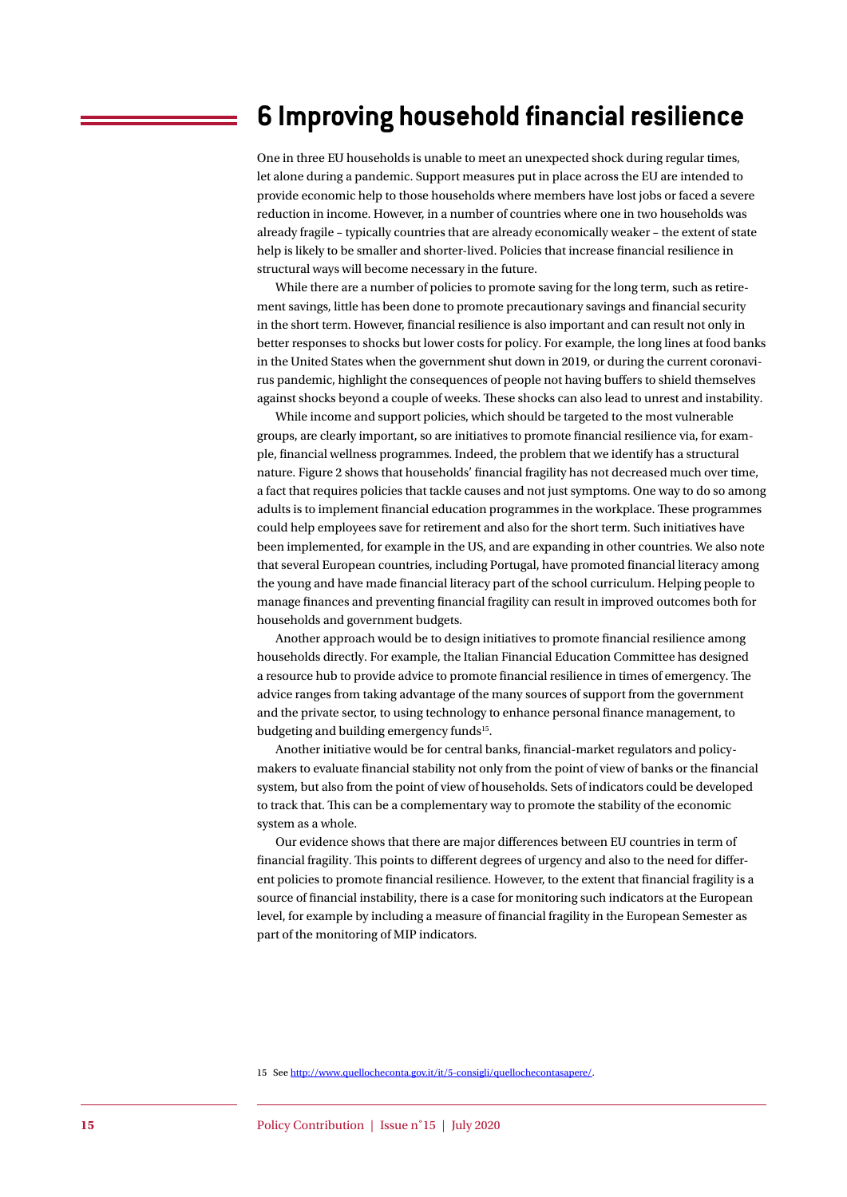## 6 Improving household financial resilience

One in three EU households is unable to meet an unexpected shock during regular times, let alone during a pandemic. Support measures put in place across the EU are intended to provide economic help to those households where members have lost jobs or faced a severe reduction in income. However, in a number of countries where one in two households was already fragile – typically countries that are already economically weaker – the extent of state help is likely to be smaller and shorter-lived. Policies that increase financial resilience in structural ways will become necessary in the future.

While there are a number of policies to promote saving for the long term, such as retirement savings, little has been done to promote precautionary savings and financial security in the short term. However, financial resilience is also important and can result not only in better responses to shocks but lower costs for policy. For example, the long lines at food banks in the United States when the government shut down in 2019, or during the current coronavirus pandemic, highlight the consequences of people not having buffers to shield themselves against shocks beyond a couple of weeks. These shocks can also lead to unrest and instability.

While income and support policies, which should be targeted to the most vulnerable groups, are clearly important, so are initiatives to promote financial resilience via, for example, financial wellness programmes. Indeed, the problem that we identify has a structural nature. Figure 2 shows that households' financial fragility has not decreased much over time, a fact that requires policies that tackle causes and not just symptoms. One way to do so among adults is to implement financial education programmes in the workplace. These programmes could help employees save for retirement and also for the short term. Such initiatives have been implemented, for example in the US, and are expanding in other countries. We also note that several European countries, including Portugal, have promoted financial literacy among the young and have made financial literacy part of the school curriculum. Helping people to manage finances and preventing financial fragility can result in improved outcomes both for households and government budgets.

Another approach would be to design initiatives to promote financial resilience among households directly. For example, the Italian Financial Education Committee has designed a resource hub to provide advice to promote financial resilience in times of emergency. The advice ranges from taking advantage of the many sources of support from the government and the private sector, to using technology to enhance personal finance management, to budgeting and building emergency funds[15].

Another initiative would be for central banks, financial-market regulators and policymakers to evaluate financial stability not only from the point of view of banks or the financial system, but also from the point of view of households. Sets of indicators could be developed to track that. This can be a complementary way to promote the stability of the economic system as a whole.

Our evidence shows that there are major differences between EU countries in term of financial fragility. This points to different degrees of urgency and also to the need for different policies to promote financial resilience. However, to the extent that financial fragility is a source of financial instability, there is a case for monitoring such indicators at the European level, for example by including a measure of financial fragility in the European Semester as part of the monitoring of MIP indicators.

15 See http://www.quellocheconta.gov.it/it/5-consigli/quellochecontasapere/.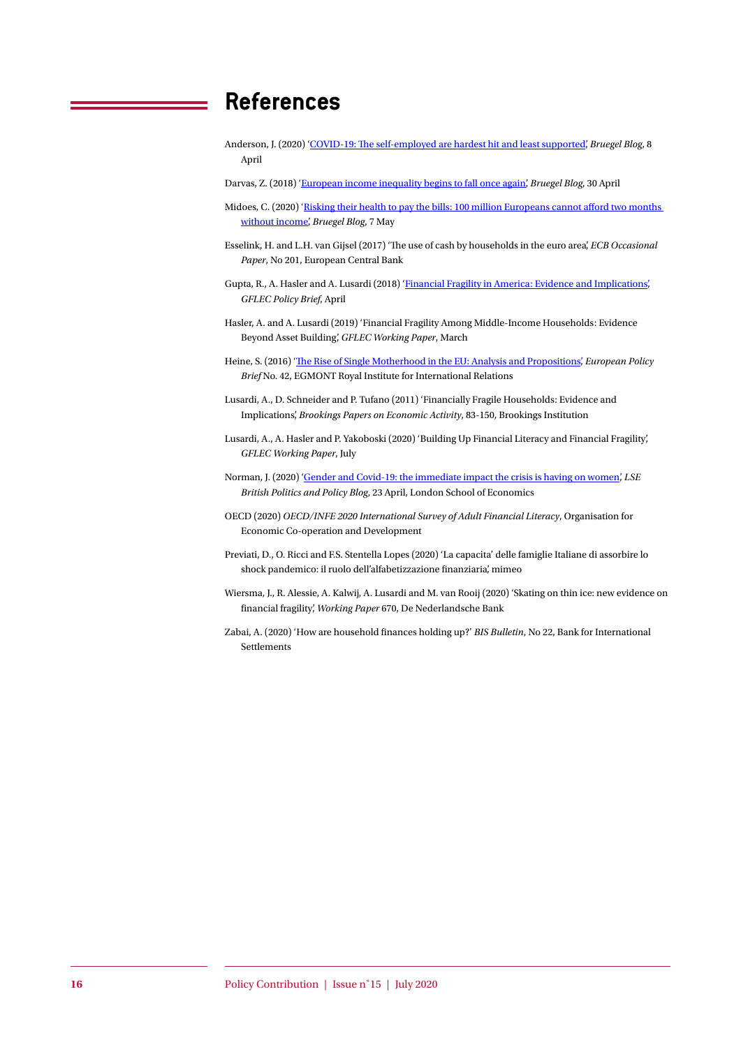# References

Anderson, J. (2020) 'COVID-19: The self-employed are hardest hit and least supported', *Bruegel Blog*, 8 April

Darvas, Z. (2018) 'European income inequality begins to fall once again', *Bruegel Blog*, 30 April

Midoes, C. (2020) 'Risking their health to pay the bills: 100 million Europeans cannot afford two months without income', *Bruegel Blog*, 7 May

Esselink, H. and L.H. van Gijsel (2017) 'The use of cash by households in the euro area', *ECB Occasional Paper*, No 201, European Central Bank

Gupta, R., A. Hasler and A. Lusardi (2018) 'Financial Fragility in America: Evidence and Implications', *GFLEC Policy Brief*, April

Hasler, A. and A. Lusardi (2019) 'Financial Fragility Among Middle-Income Households: Evidence Beyond Asset Building', *GFLEC Working Paper*, March

Heine, S. (2016) 'The Rise of Single Motherhood in the EU: Analysis and Propositions', *European Policy Brief* No. 42, EGMONT Royal Institute for International Relations

Lusardi, A., D. Schneider and P. Tufano (2011) 'Financially Fragile Households: Evidence and Implications', *Brookings Papers on Economic Activity*, 83-150, Brookings Institution

Lusardi, A., A. Hasler and P. Yakoboski (2020) 'Building Up Financial Literacy and Financial Fragility', *GFLEC Working Paper*, July

Norman, J. (2020) 'Gender and Covid-19: the immediate impact the crisis is having on women', *LSE British Politics and Policy Blog*, 23 April, London School of Economics

OECD (2020) *OECD/INFE 2020 International Survey of Adult Financial Literacy*, Organisation for Economic Co-operation and Development

Previati, D., O. Ricci and F.S. Stentella Lopes (2020) 'La capacita' delle famiglie Italiane di assorbire lo shock pandemico: il ruolo dell'alfabetizzazione finanziaria', mimeo

Wiersma, J., R. Alessie, A. Kalwij, A. Lusardi and M. van Rooij (2020) 'Skating on thin ice: new evidence on financial fragility', *Working Paper* 670, De Nederlandsche Bank

Zabai, A. (2020) 'How are household finances holding up?' *BIS Bulletin*, No 22, Bank for International Settlements